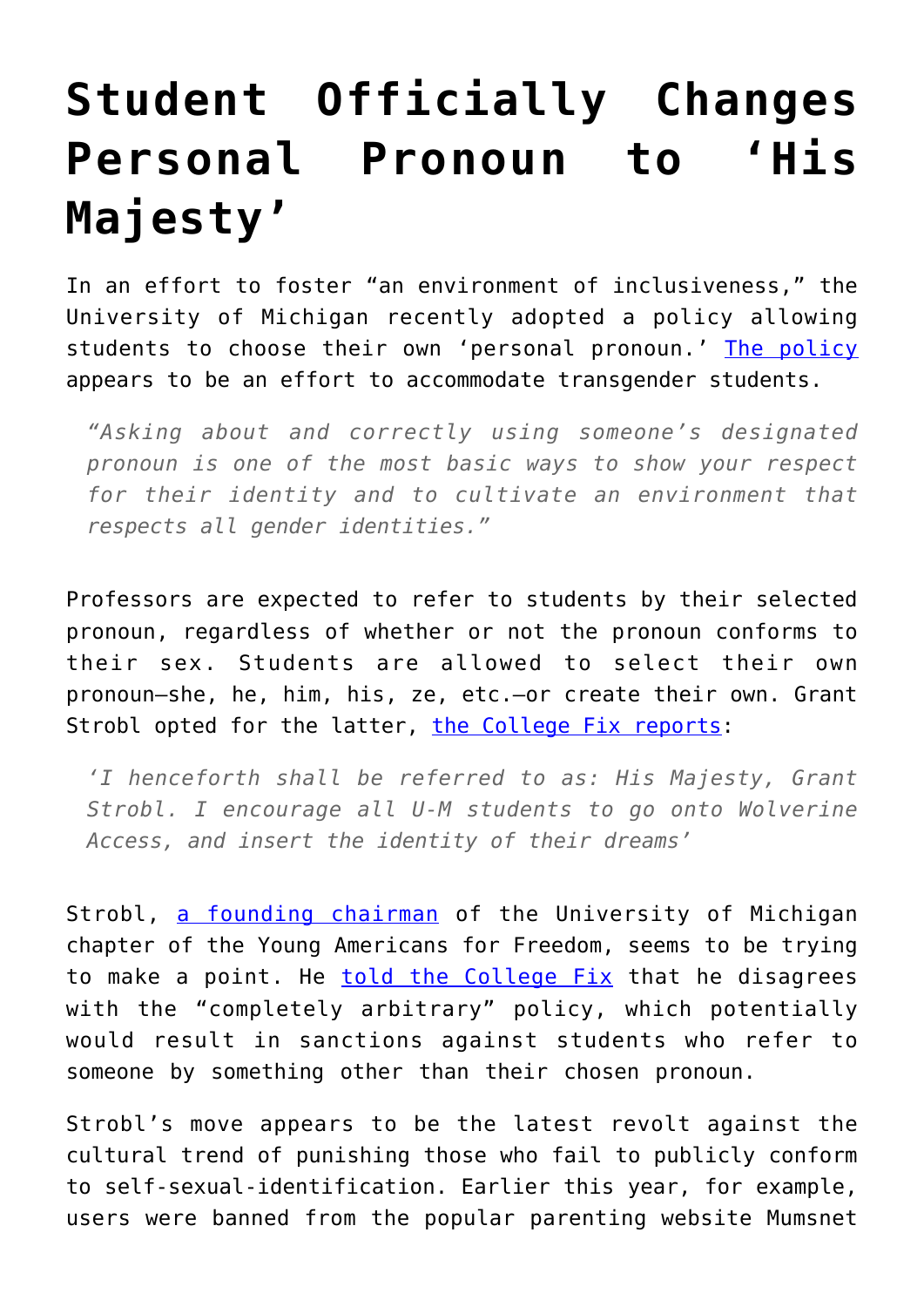# Student Officially Changes Personal Pronoun to 'His Majesty'

In an effort to foster "an environment of inclusiveness," the University of Michigan recently adopted a policy allowing students to choose their own 'personal pronoun.' [The policy](#) appears to be an effort to accommodate transgender students.

> *"Asking about and correctly using someone's designated pronoun is one of the most basic ways to show your respect for their identity and to cultivate an environment that respects all gender identities."*

Professors are expected to refer to students by their selected pronoun, regardless of whether or not the pronoun conforms to their sex. Students are allowed to select their own pronoun—she, he, him, his, ze, etc.—or create their own. Grant Strobl opted for the latter, [the College Fix reports](#):

> *'I henceforth shall be referred to as: His Majesty, Grant Strobl. I encourage all U-M students to go onto Wolverine Access, and insert the identity of their dreams'*

Strobl, [a founding chairman](#) of the University of Michigan chapter of the Young Americans for Freedom, seems to be trying to make a point. He [told the College Fix](#) that he disagrees with the "completely arbitrary" policy, which potentially would result in sanctions against students who refer to someone by something other than their chosen pronoun.

Strobl's move appears to be the latest revolt against the cultural trend of punishing those who fail to publicly conform to self-sexual-identification. Earlier this year, for example, users were banned from the popular parenting website Mumsnet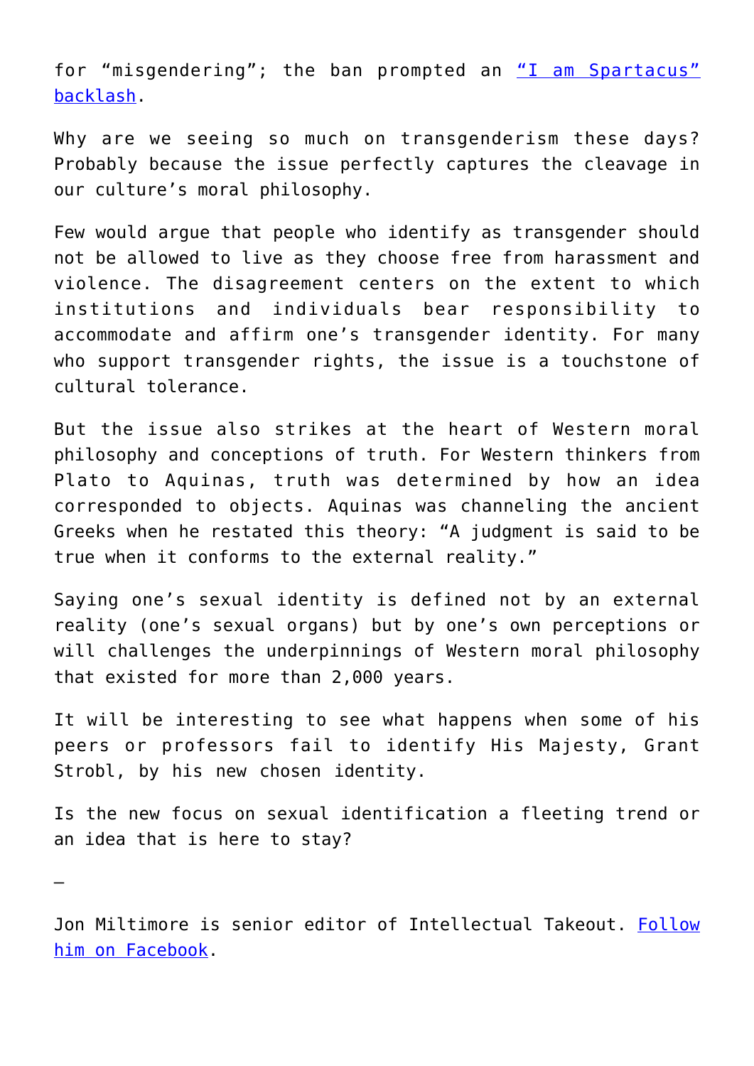for "misgendering"; the ban prompted an "I am Spartacus" backlash.

Why are we seeing so much on transgenderism these days? Probably because the issue perfectly captures the cleavage in our culture's moral philosophy.

Few would argue that people who identify as transgender should not be allowed to live as they choose free from harassment and violence. The disagreement centers on the extent to which institutions and individuals bear responsibility to accommodate and affirm one's transgender identity. For many who support transgender rights, the issue is a touchstone of cultural tolerance.

But the issue also strikes at the heart of Western moral philosophy and conceptions of truth. For Western thinkers from Plato to Aquinas, truth was determined by how an idea corresponded to objects. Aquinas was channeling the ancient Greeks when he restated this theory: "A judgment is said to be true when it conforms to the external reality."

Saying one's sexual identity is defined not by an external reality (one's sexual organs) but by one's own perceptions or will challenges the underpinnings of Western moral philosophy that existed for more than 2,000 years.

It will be interesting to see what happens when some of his peers or professors fail to identify His Majesty, Grant Strobl, by his new chosen identity.

Is the new focus on sexual identification a fleeting trend or an idea that is here to stay?

—

Jon Miltimore is senior editor of Intellectual Takeout. Follow him on Facebook.